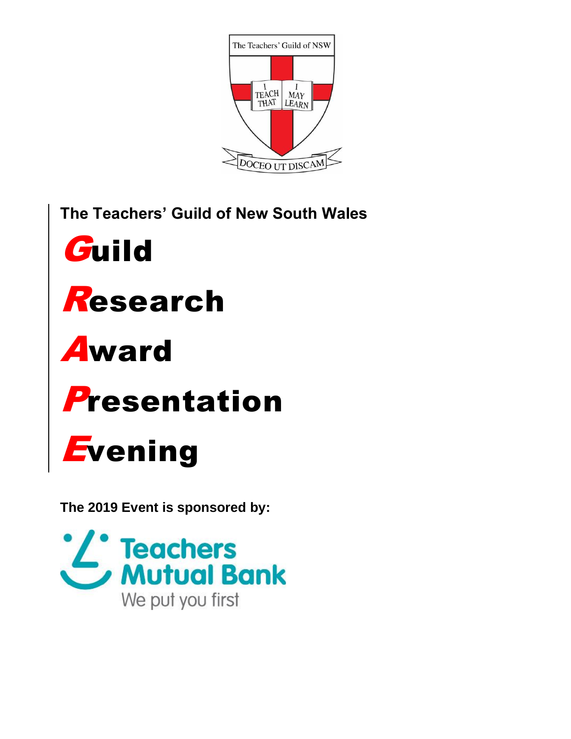The Teachers' Guild of NSW

I TEACH THAT I MAY LEARN

DOCEO UT DISCAM

**The Teachers' Guild of New South Wales**

# *G*uild

# *R*esearch

# *A*ward

# *P*resentation

# *E*vening

**The 2019 Event is sponsored by:**

Teachers Mutual Bank

We put you first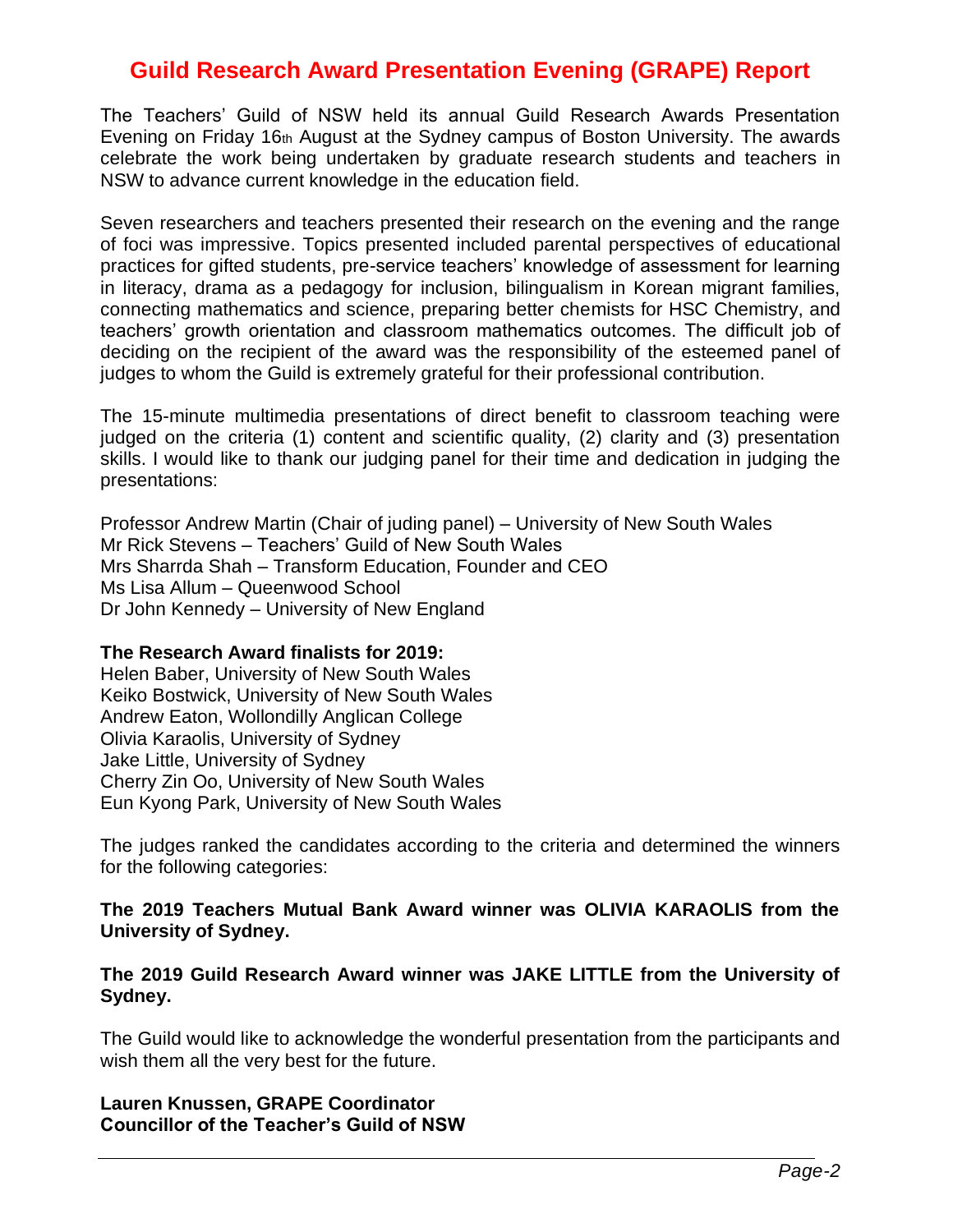# Guild Research Award Presentation Evening (GRAPE) Report

The Teachers' Guild of NSW held its annual Guild Research Awards Presentation Evening on Friday 16th August at the Sydney campus of Boston University. The awards celebrate the work being undertaken by graduate research students and teachers in NSW to advance current knowledge in the education field.

Seven researchers and teachers presented their research on the evening and the range of foci was impressive. Topics presented included parental perspectives of educational practices for gifted students, pre-service teachers' knowledge of assessment for learning in literacy, drama as a pedagogy for inclusion, bilingualism in Korean migrant families, connecting mathematics and science, preparing better chemists for HSC Chemistry, and teachers' growth orientation and classroom mathematics outcomes. The difficult job of deciding on the recipient of the award was the responsibility of the esteemed panel of judges to whom the Guild is extremely grateful for their professional contribution.

The 15-minute multimedia presentations of direct benefit to classroom teaching were judged on the criteria (1) content and scientific quality, (2) clarity and (3) presentation skills. I would like to thank our judging panel for their time and dedication in judging the presentations:

Professor Andrew Martin (Chair of juding panel) – University of New South Wales
Mr Rick Stevens – Teachers' Guild of New South Wales
Mrs Sharrda Shah – Transform Education, Founder and CEO
Ms Lisa Allum – Queenwood School
Dr John Kennedy – University of New England

**The Research Award finalists for 2019:**
Helen Baber, University of New South Wales
Keiko Bostwick, University of New South Wales
Andrew Eaton, Wollondilly Anglican College
Olivia Karaolis, University of Sydney
Jake Little, University of Sydney
Cherry Zin Oo, University of New South Wales
Eun Kyong Park, University of New South Wales

The judges ranked the candidates according to the criteria and determined the winners for the following categories:

**The 2019 Teachers Mutual Bank Award winner was OLIVIA KARAOLIS from the University of Sydney.**

**The 2019 Guild Research Award winner was JAKE LITTLE from the University of Sydney.**

The Guild would like to acknowledge the wonderful presentation from the participants and wish them all the very best for the future.

**Lauren Knussen, GRAPE Coordinator**
**Councillor of the Teacher's Guild of NSW**